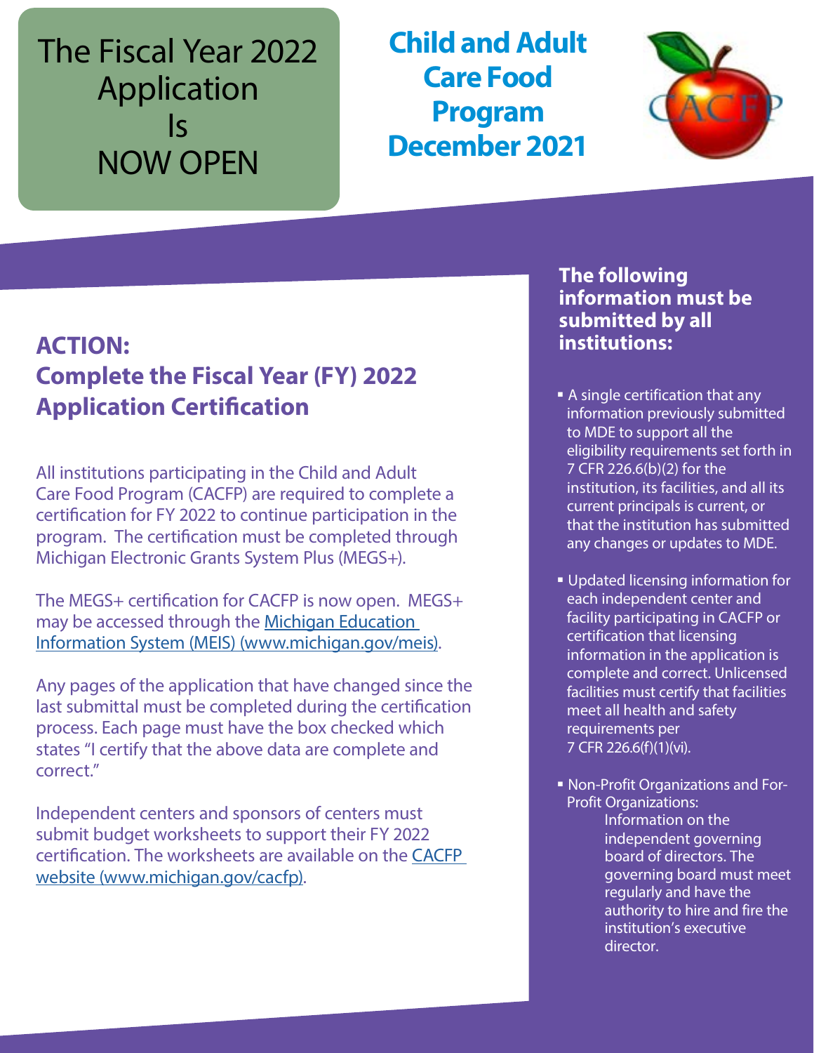# The Fiscal Year 2022 Application Is NOW OPEN

# Child and Adult Care Food Program December 2021

## ACTION: Complete the Fiscal Year (FY) 2022 Application Certification

All institutions participating in the Child and Adult Care Food Program (CACFP) are required to complete a certification for FY 2022 to continue participation in the program. The certification must be completed through Michigan Electronic Grants System Plus (MEGS+).

The MEGS+ certification for CACFP is now open. MEGS+ may be accessed through the Michigan Education Information System (MEIS) (www.michigan.gov/meis).

Any pages of the application that have changed since the last submittal must be completed during the certification process. Each page must have the box checked which states "I certify that the above data are complete and correct."

Independent centers and sponsors of centers must submit budget worksheets to support their FY 2022 certification. The worksheets are available on the CACFP website (www.michigan.gov/cacfp).

### The following information must be submitted by all institutions:

- A single certification that any information previously submitted to MDE to support all the eligibility requirements set forth in 7 CFR 226.6(b)(2) for the institution, its facilities, and all its current principals is current, or that the institution has submitted any changes or updates to MDE.
- Updated licensing information for each independent center and facility participating in CACFP or certification that licensing information in the application is complete and correct. Unlicensed facilities must certify that facilities meet all health and safety requirements per 7 CFR 226.6(f)(1)(vi).
- Non-Profit Organizations and For-Profit Organizations:
  - Information on the independent governing board of directors. The governing board must meet regularly and have the authority to hire and fire the institution's executive director.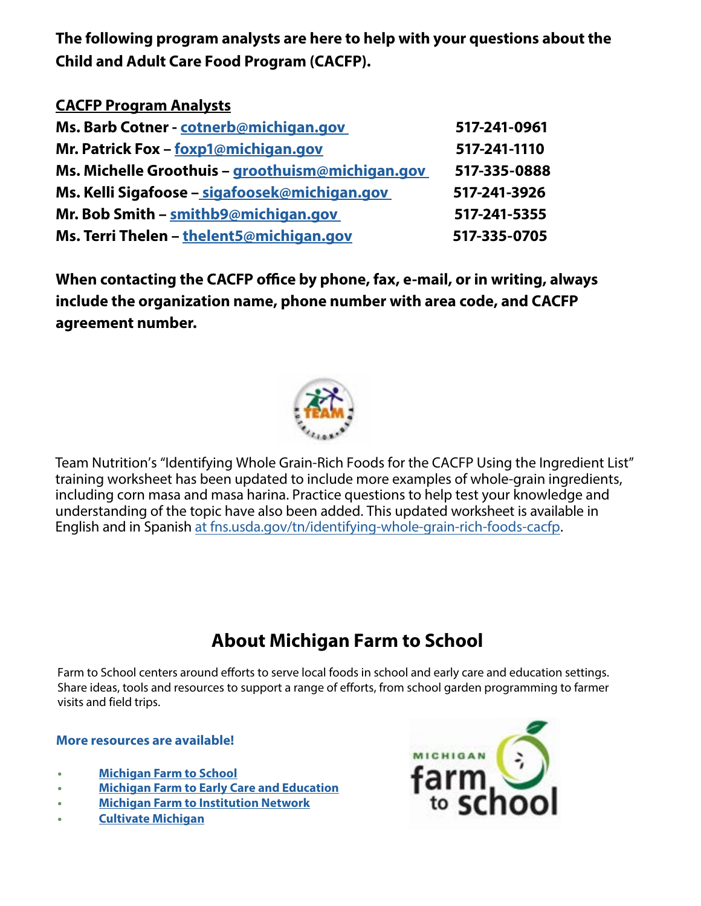**The following program analysts are here to help with your questions about the Child and Adult Care Food Program (CACFP).**

**<u>CACFP Program Analysts</u>**

| | |
|---|---|
| **Ms. Barb Cotner - cotnerb@michigan.gov** | **517-241-0961** |
| **Mr. Patrick Fox – foxp1@michigan.gov** | **517-241-1110** |
| **Ms. Michelle Groothuis – groothuism@michigan.gov** | **517-335-0888** |
| **Ms. Kelli Sigafoose – sigafoosek@michigan.gov** | **517-241-3926** |
| **Mr. Bob Smith – smithb9@michigan.gov** | **517-241-5355** |
| **Ms. Terri Thelen – thelent5@michigan.gov** | **517-335-0705** |

**When contacting the CACFP office by phone, fax, e-mail, or in writing, always include the organization name, phone number with area code, and CACFP agreement number.**

Team Nutrition's "Identifying Whole Grain-Rich Foods for the CACFP Using the Ingredient List" training worksheet has been updated to include more examples of whole-grain ingredients, including corn masa and masa harina. Practice questions to help test your knowledge and understanding of the topic have also been added. This updated worksheet is available in English and in Spanish at fns.usda.gov/tn/identifying-whole-grain-rich-foods-cacfp.

## About Michigan Farm to School

Farm to School centers around efforts to serve local foods in school and early care and education settings. Share ideas, tools and resources to support a range of efforts, from school garden programming to farmer visits and field trips.

**More resources are available!**

- **Michigan Farm to School**
- **Michigan Farm to Early Care and Education**
- **Michigan Farm to Institution Network**
- **Cultivate Michigan**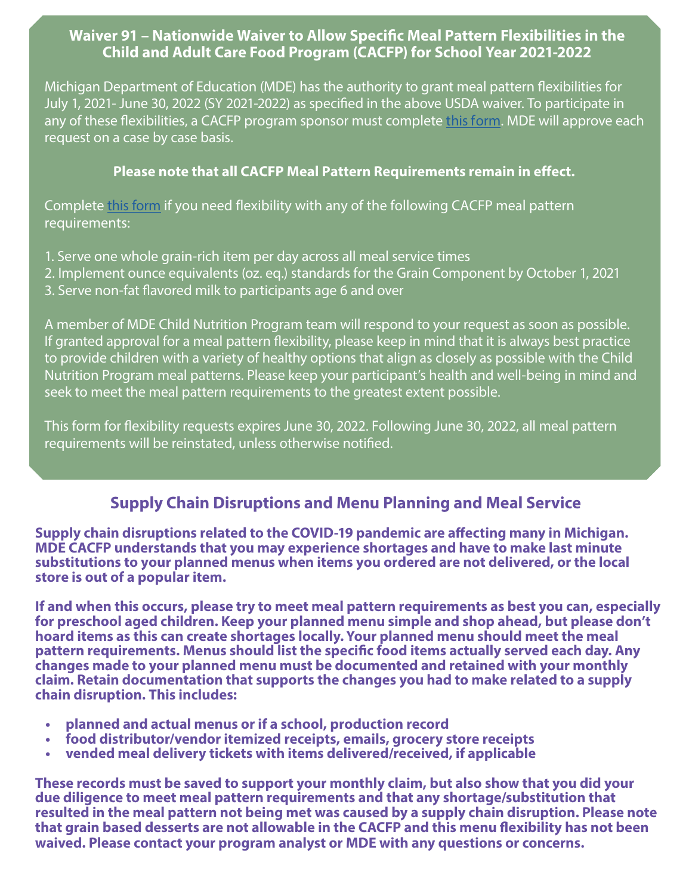## Waiver 91 – Nationwide Waiver to Allow Specific Meal Pattern Flexibilities in the Child and Adult Care Food Program (CACFP) for School Year 2021-2022

Michigan Department of Education (MDE) has the authority to grant meal pattern flexibilities for July 1, 2021- June 30, 2022 (SY 2021-2022) as specified in the above USDA waiver. To participate in any of these flexibilities, a CACFP program sponsor must complete this form. MDE will approve each request on a case by case basis.

**Please note that all CACFP Meal Pattern Requirements remain in effect.**

Complete this form if you need flexibility with any of the following CACFP meal pattern requirements:

1. Serve one whole grain-rich item per day across all meal service times
2. Implement ounce equivalents (oz. eq.) standards for the Grain Component by October 1, 2021
3. Serve non-fat flavored milk to participants age 6 and over

A member of MDE Child Nutrition Program team will respond to your request as soon as possible. If granted approval for a meal pattern flexibility, please keep in mind that it is always best practice to provide children with a variety of healthy options that align as closely as possible with the Child Nutrition Program meal patterns. Please keep your participant's health and well-being in mind and seek to meet the meal pattern requirements to the greatest extent possible.

This form for flexibility requests expires June 30, 2022. Following June 30, 2022, all meal pattern requirements will be reinstated, unless otherwise notified.

## Supply Chain Disruptions and Menu Planning and Meal Service

**Supply chain disruptions related to the COVID-19 pandemic are affecting many in Michigan. MDE CACFP understands that you may experience shortages and have to make last minute substitutions to your planned menus when items you ordered are not delivered, or the local store is out of a popular item.**

**If and when this occurs, please try to meet meal pattern requirements as best you can, especially for preschool aged children. Keep your planned menu simple and shop ahead, but please don't hoard items as this can create shortages locally. Your planned menu should meet the meal pattern requirements. Menus should list the specific food items actually served each day. Any changes made to your planned menu must be documented and retained with your monthly claim. Retain documentation that supports the changes you had to make related to a supply chain disruption. This includes:**

- **planned and actual menus or if a school, production record**
- **food distributor/vendor itemized receipts, emails, grocery store receipts**
- **vended meal delivery tickets with items delivered/received, if applicable**

**These records must be saved to support your monthly claim, but also show that you did your due diligence to meet meal pattern requirements and that any shortage/substitution that resulted in the meal pattern not being met was caused by a supply chain disruption. Please note that grain based desserts are not allowable in the CACFP and this menu flexibility has not been waived. Please contact your program analyst or MDE with any questions or concerns.**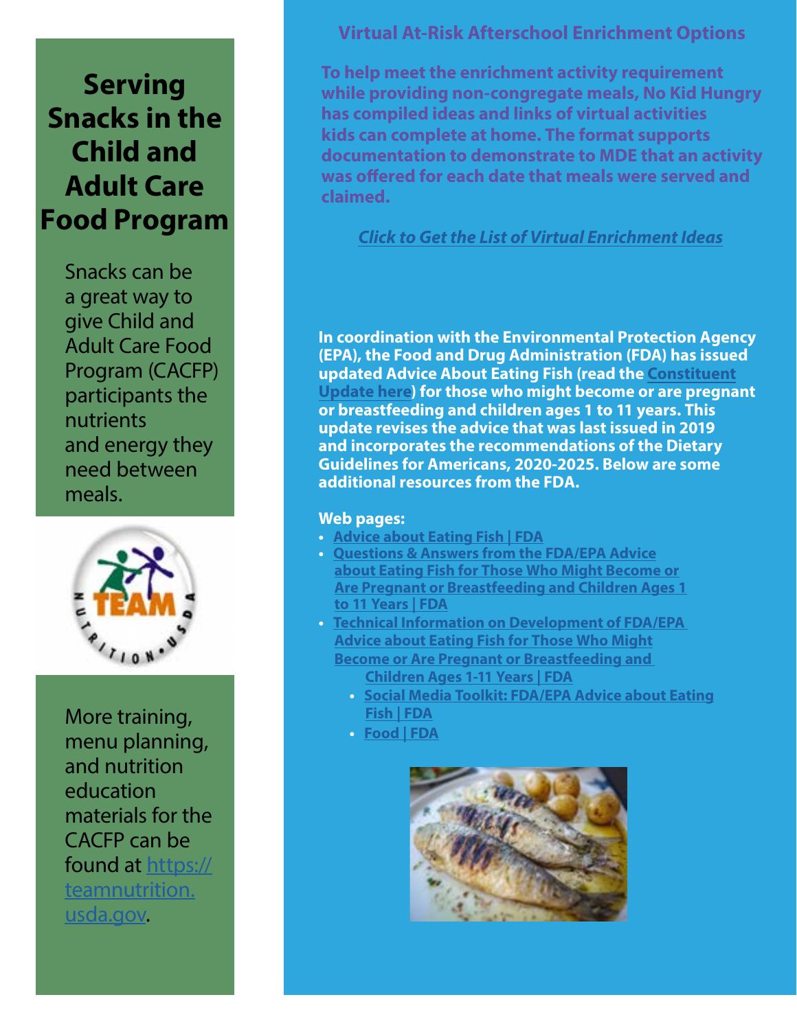# Serving Snacks in the Child and Adult Care Food Program

Snacks can be a great way to give Child and Adult Care Food Program (CACFP) participants the nutrients and energy they need between meals.

More training, menu planning, and nutrition education materials for the CACFP can be found at https://teamnutrition.usda.gov.

## Virtual At-Risk Afterschool Enrichment Options

**To help meet the enrichment activity requirement while providing non-congregate meals, No Kid Hungry has compiled ideas and links of virtual activities kids can complete at home. The format supports documentation to demonstrate to MDE that an activity was offered for each date that meals were served and claimed.**

*Click to Get the List of Virtual Enrichment Ideas*

**In coordination with the Environmental Protection Agency (EPA), the Food and Drug Administration (FDA) has issued updated Advice About Eating Fish (read the Constituent Update here) for those who might become or are pregnant or breastfeeding and children ages 1 to 11 years. This update revises the advice that was last issued in 2019 and incorporates the recommendations of the Dietary Guidelines for Americans, 2020-2025. Below are some additional resources from the FDA.**

**Web pages:**

- Advice about Eating Fish | FDA
- Questions & Answers from the FDA/EPA Advice about Eating Fish for Those Who Might Become or Are Pregnant or Breastfeeding and Children Ages 1 to 11 Years | FDA
- Technical Information on Development of FDA/EPA Advice about Eating Fish for Those Who Might Become or Are Pregnant or Breastfeeding and Children Ages 1-11 Years | FDA
  - Social Media Toolkit: FDA/EPA Advice about Eating Fish | FDA
  - Food | FDA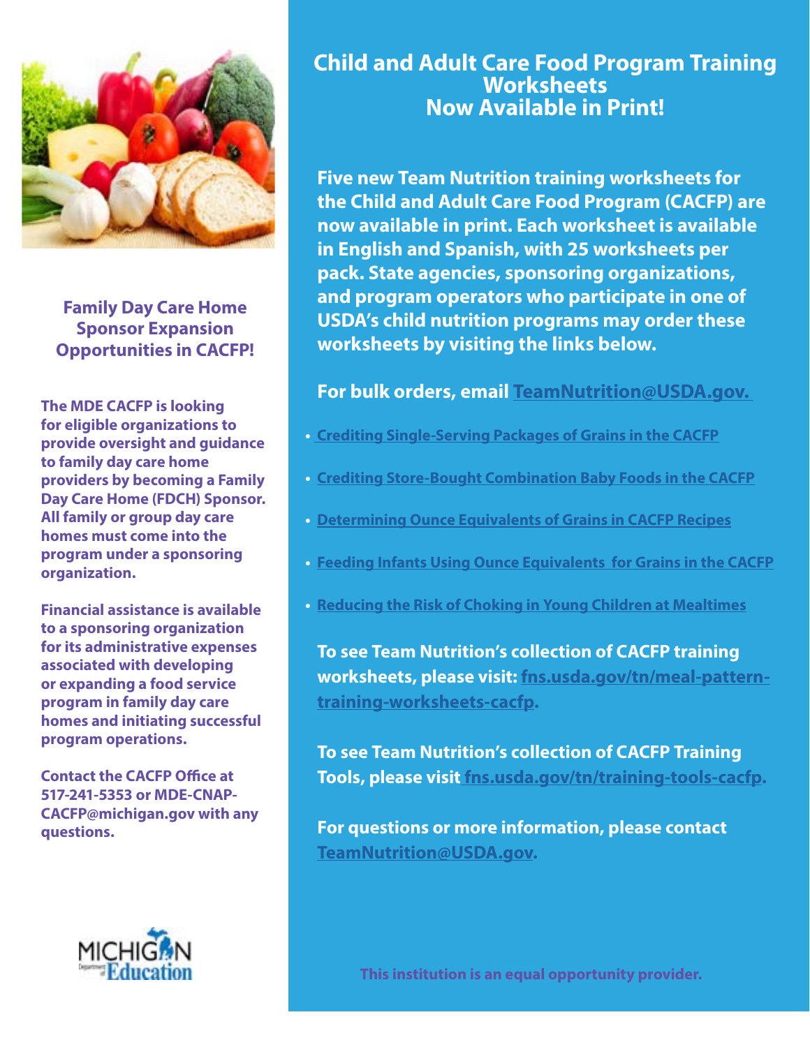## Family Day Care Home Sponsor Expansion Opportunities in CACFP!

**The MDE CACFP is looking for eligible organizations to provide oversight and guidance to family day care home providers by becoming a Family Day Care Home (FDCH) Sponsor. All family or group day care homes must come into the program under a sponsoring organization.**

**Financial assistance is available to a sponsoring organization for its administrative expenses associated with developing or expanding a food service program in family day care homes and initiating successful program operations.**

**Contact the CACFP Office at 517-241-5353 or MDE-CNAP-CACFP@michigan.gov with any questions.**

MICHIGAN Department of Education

# Child and Adult Care Food Program Training Worksheets Now Available in Print!

**Five new Team Nutrition training worksheets for the Child and Adult Care Food Program (CACFP) are now available in print. Each worksheet is available in English and Spanish, with 25 worksheets per pack. State agencies, sponsoring organizations, and program operators who participate in one of USDA's child nutrition programs may order these worksheets by visiting the links below.**

**For bulk orders, email TeamNutrition@USDA.gov.**

- Crediting Single-Serving Packages of Grains in the CACFP
- Crediting Store-Bought Combination Baby Foods in the CACFP
- Determining Ounce Equivalents of Grains in CACFP Recipes
- Feeding Infants Using Ounce Equivalents for Grains in the CACFP
- Reducing the Risk of Choking in Young Children at Mealtimes

**To see Team Nutrition's collection of CACFP training worksheets, please visit: fns.usda.gov/tn/meal-pattern-training-worksheets-cacfp.**

**To see Team Nutrition's collection of CACFP Training Tools, please visit fns.usda.gov/tn/training-tools-cacfp.**

**For questions or more information, please contact TeamNutrition@USDA.gov.**

**This institution is an equal opportunity provider.**